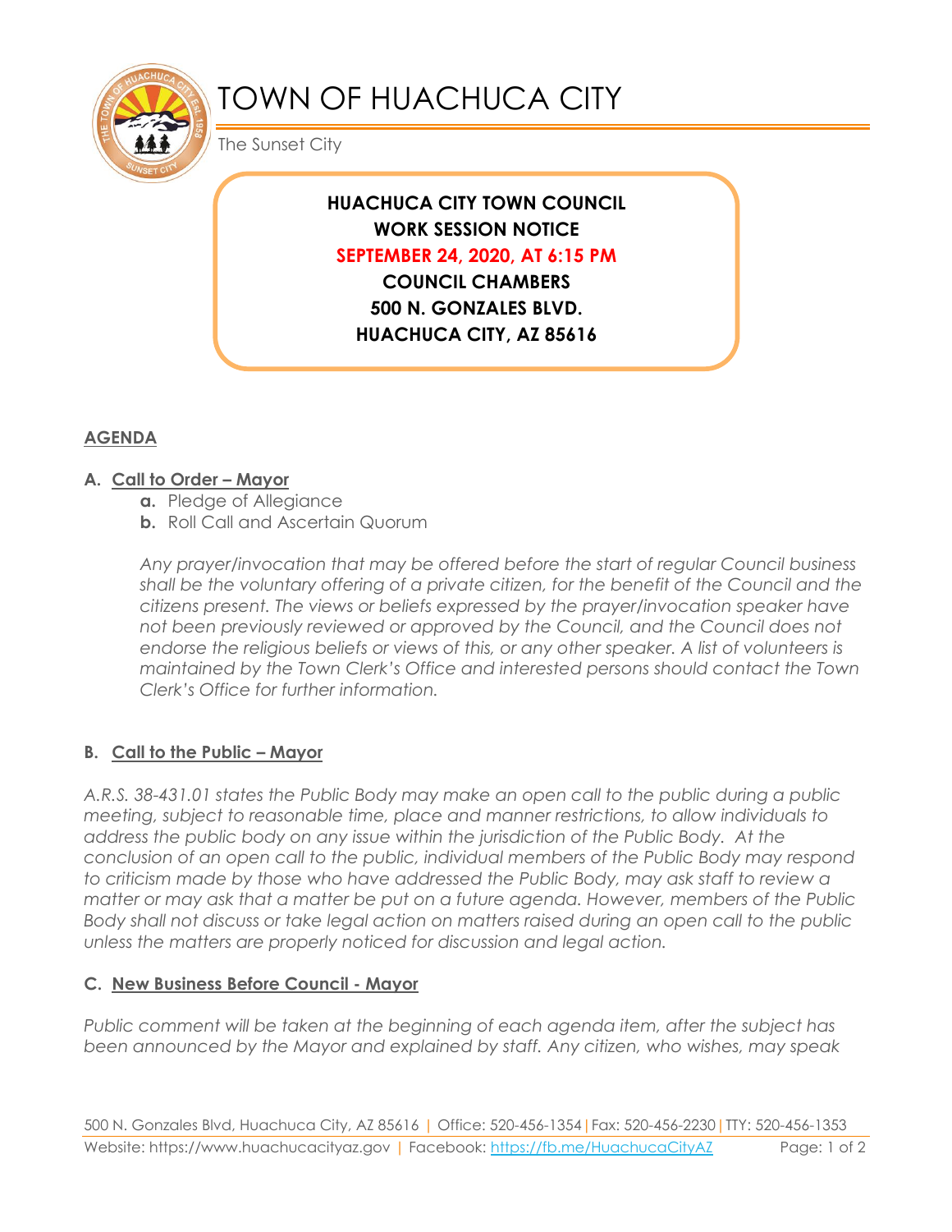# TOWN OF HUACHUCA CITY

The Sunset City

**HUACHUCA CITY TOWN COUNCIL**
**WORK SESSION NOTICE**
**SEPTEMBER 24, 2020, AT 6:15 PM**
**COUNCIL CHAMBERS**
**500 N. GONZALES BLVD.**
**HUACHUCA CITY, AZ 85616**

## AGENDA

### A. Call to Order – Mayor

- **a.** Pledge of Allegiance
- **b.** Roll Call and Ascertain Quorum

*Any prayer/invocation that may be offered before the start of regular Council business shall be the voluntary offering of a private citizen, for the benefit of the Council and the citizens present. The views or beliefs expressed by the prayer/invocation speaker have not been previously reviewed or approved by the Council, and the Council does not endorse the religious beliefs or views of this, or any other speaker. A list of volunteers is maintained by the Town Clerk's Office and interested persons should contact the Town Clerk's Office for further information.*

### B. Call to the Public – Mayor

*A.R.S. 38-431.01 states the Public Body may make an open call to the public during a public meeting, subject to reasonable time, place and manner restrictions, to allow individuals to address the public body on any issue within the jurisdiction of the Public Body. At the conclusion of an open call to the public, individual members of the Public Body may respond to criticism made by those who have addressed the Public Body, may ask staff to review a matter or may ask that a matter be put on a future agenda. However, members of the Public Body shall not discuss or take legal action on matters raised during an open call to the public unless the matters are properly noticed for discussion and legal action.*

### C. New Business Before Council - Mayor

*Public comment will be taken at the beginning of each agenda item, after the subject has been announced by the Mayor and explained by staff. Any citizen, who wishes, may speak*

500 N. Gonzales Blvd, Huachuca City, AZ 85616 | Office: 520-456-1354 | Fax: 520-456-2230 | TTY: 520-456-1353
Website: https://www.huachucacityaz.gov | Facebook: https://fb.me/HuachucaCityAZ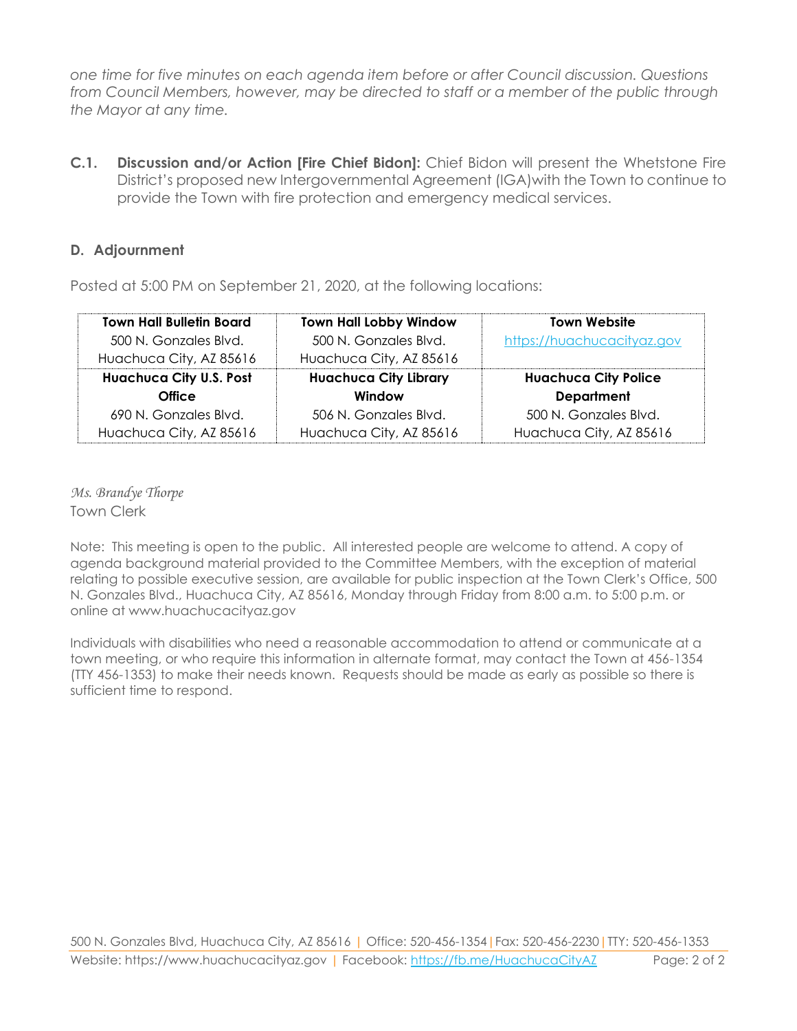*one time for five minutes on each agenda item before or after Council discussion. Questions from Council Members, however, may be directed to staff or a member of the public through the Mayor at any time.*

**C.1. Discussion and/or Action [Fire Chief Bidon]:** Chief Bidon will present the Whetstone Fire District's proposed new Intergovernmental Agreement (IGA)with the Town to continue to provide the Town with fire protection and emergency medical services.

## D. Adjournment

Posted at 5:00 PM on September 21, 2020, at the following locations:

| | | |
|---|---|---|
| **Town Hall Bulletin Board**<br>500 N. Gonzales Blvd.<br>Huachuca City, AZ 85616 | **Town Hall Lobby Window**<br>500 N. Gonzales Blvd.<br>Huachuca City, AZ 85616 | **Town Website**<br>https://huachucacityaz.gov |
| **Huachuca City U.S. Post Office**<br>690 N. Gonzales Blvd.<br>Huachuca City, AZ 85616 | **Huachuca City Library Window**<br>506 N. Gonzales Blvd.<br>Huachuca City, AZ 85616 | **Huachuca City Police Department**<br>500 N. Gonzales Blvd.<br>Huachuca City, AZ 85616 |

*Ms. Brandye Thorpe*
Town Clerk

Note: This meeting is open to the public. All interested people are welcome to attend. A copy of agenda background material provided to the Committee Members, with the exception of material relating to possible executive session, are available for public inspection at the Town Clerk's Office, 500 N. Gonzales Blvd., Huachuca City, AZ 85616, Monday through Friday from 8:00 a.m. to 5:00 p.m. or online at www.huachucacityaz.gov

Individuals with disabilities who need a reasonable accommodation to attend or communicate at a town meeting, or who require this information in alternate format, may contact the Town at 456-1354 (TTY 456-1353) to make their needs known. Requests should be made as early as possible so there is sufficient time to respond.